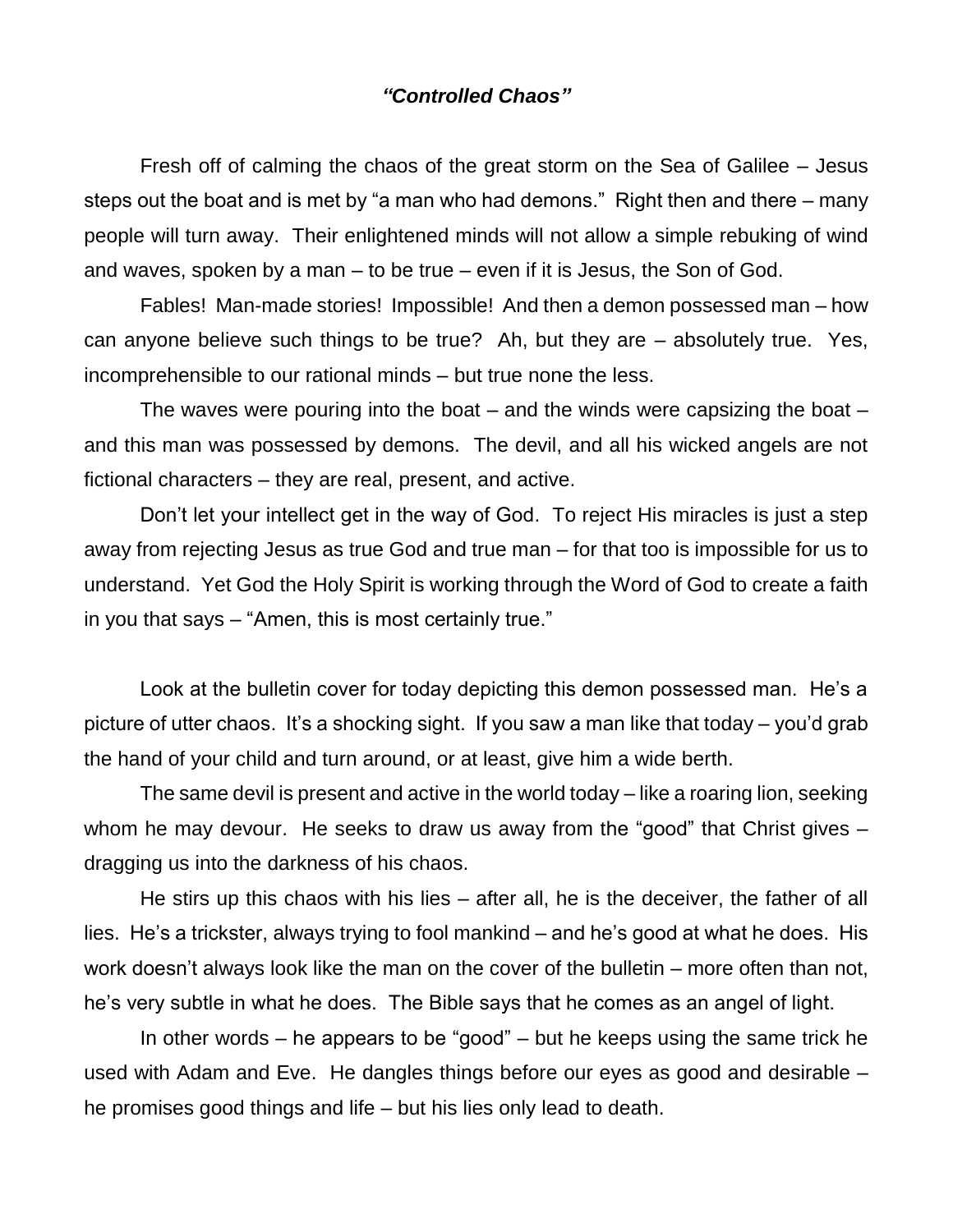### *"Controlled Chaos"*

Fresh off of calming the chaos of the great storm on the Sea of Galilee – Jesus steps out the boat and is met by "a man who had demons." Right then and there – many people will turn away. Their enlightened minds will not allow a simple rebuking of wind and waves, spoken by a man – to be true – even if it is Jesus, the Son of God.

Fables! Man-made stories! Impossible! And then a demon possessed man – how can anyone believe such things to be true? Ah, but they are – absolutely true. Yes, incomprehensible to our rational minds – but true none the less.

The waves were pouring into the boat – and the winds were capsizing the boat – and this man was possessed by demons. The devil, and all his wicked angels are not fictional characters – they are real, present, and active.

Don't let your intellect get in the way of God. To reject His miracles is just a step away from rejecting Jesus as true God and true man – for that too is impossible for us to understand. Yet God the Holy Spirit is working through the Word of God to create a faith in you that says – "Amen, this is most certainly true."

Look at the bulletin cover for today depicting this demon possessed man. He's a picture of utter chaos. It's a shocking sight. If you saw a man like that today – you'd grab the hand of your child and turn around, or at least, give him a wide berth.

The same devil is present and active in the world today – like a roaring lion, seeking whom he may devour. He seeks to draw us away from the "good" that Christ gives – dragging us into the darkness of his chaos.

He stirs up this chaos with his lies – after all, he is the deceiver, the father of all lies. He's a trickster, always trying to fool mankind – and he's good at what he does. His work doesn't always look like the man on the cover of the bulletin – more often than not, he's very subtle in what he does. The Bible says that he comes as an angel of light.

In other words – he appears to be "good" – but he keeps using the same trick he used with Adam and Eve. He dangles things before our eyes as good and desirable – he promises good things and life – but his lies only lead to death.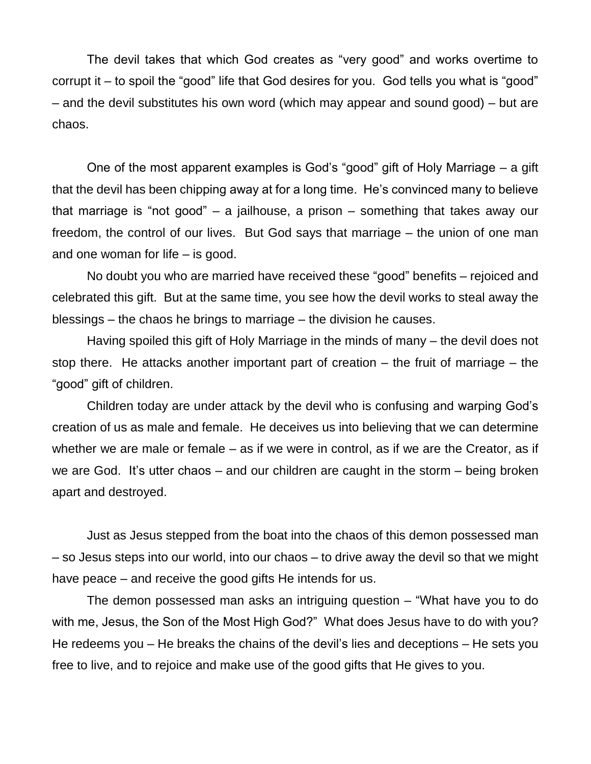The devil takes that which God creates as "very good" and works overtime to corrupt it – to spoil the "good" life that God desires for you. God tells you what is "good" – and the devil substitutes his own word (which may appear and sound good) – but are chaos.

One of the most apparent examples is God's "good" gift of Holy Marriage – a gift that the devil has been chipping away at for a long time. He's convinced many to believe that marriage is "not good" – a jailhouse, a prison – something that takes away our freedom, the control of our lives. But God says that marriage – the union of one man and one woman for life – is good.

No doubt you who are married have received these "good" benefits – rejoiced and celebrated this gift. But at the same time, you see how the devil works to steal away the blessings – the chaos he brings to marriage – the division he causes.

Having spoiled this gift of Holy Marriage in the minds of many – the devil does not stop there. He attacks another important part of creation – the fruit of marriage – the "good" gift of children.

Children today are under attack by the devil who is confusing and warping God's creation of us as male and female. He deceives us into believing that we can determine whether we are male or female – as if we were in control, as if we are the Creator, as if we are God. It's utter chaos – and our children are caught in the storm – being broken apart and destroyed.

Just as Jesus stepped from the boat into the chaos of this demon possessed man – so Jesus steps into our world, into our chaos – to drive away the devil so that we might have peace – and receive the good gifts He intends for us.

The demon possessed man asks an intriguing question – "What have you to do with me, Jesus, the Son of the Most High God?" What does Jesus have to do with you? He redeems you – He breaks the chains of the devil's lies and deceptions – He sets you free to live, and to rejoice and make use of the good gifts that He gives to you.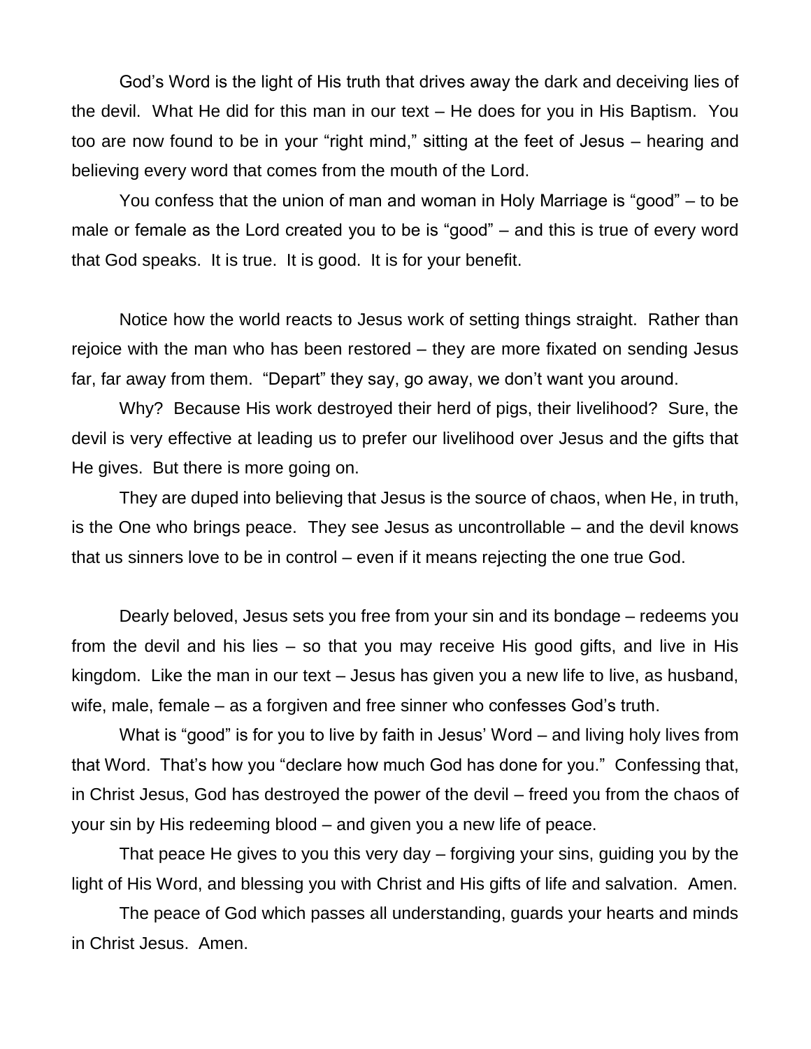God's Word is the light of His truth that drives away the dark and deceiving lies of the devil. What He did for this man in our text – He does for you in His Baptism. You too are now found to be in your "right mind," sitting at the feet of Jesus – hearing and believing every word that comes from the mouth of the Lord.

You confess that the union of man and woman in Holy Marriage is "good" – to be male or female as the Lord created you to be is "good" – and this is true of every word that God speaks. It is true. It is good. It is for your benefit.

Notice how the world reacts to Jesus work of setting things straight. Rather than rejoice with the man who has been restored – they are more fixated on sending Jesus far, far away from them. "Depart" they say, go away, we don't want you around.

Why? Because His work destroyed their herd of pigs, their livelihood? Sure, the devil is very effective at leading us to prefer our livelihood over Jesus and the gifts that He gives. But there is more going on.

They are duped into believing that Jesus is the source of chaos, when He, in truth, is the One who brings peace. They see Jesus as uncontrollable – and the devil knows that us sinners love to be in control – even if it means rejecting the one true God.

Dearly beloved, Jesus sets you free from your sin and its bondage – redeems you from the devil and his lies – so that you may receive His good gifts, and live in His kingdom. Like the man in our text – Jesus has given you a new life to live, as husband, wife, male, female – as a forgiven and free sinner who confesses God's truth.

What is "good" is for you to live by faith in Jesus' Word – and living holy lives from that Word. That's how you "declare how much God has done for you." Confessing that, in Christ Jesus, God has destroyed the power of the devil – freed you from the chaos of your sin by His redeeming blood – and given you a new life of peace.

That peace He gives to you this very day – forgiving your sins, guiding you by the light of His Word, and blessing you with Christ and His gifts of life and salvation. Amen.

The peace of God which passes all understanding, guards your hearts and minds in Christ Jesus. Amen.